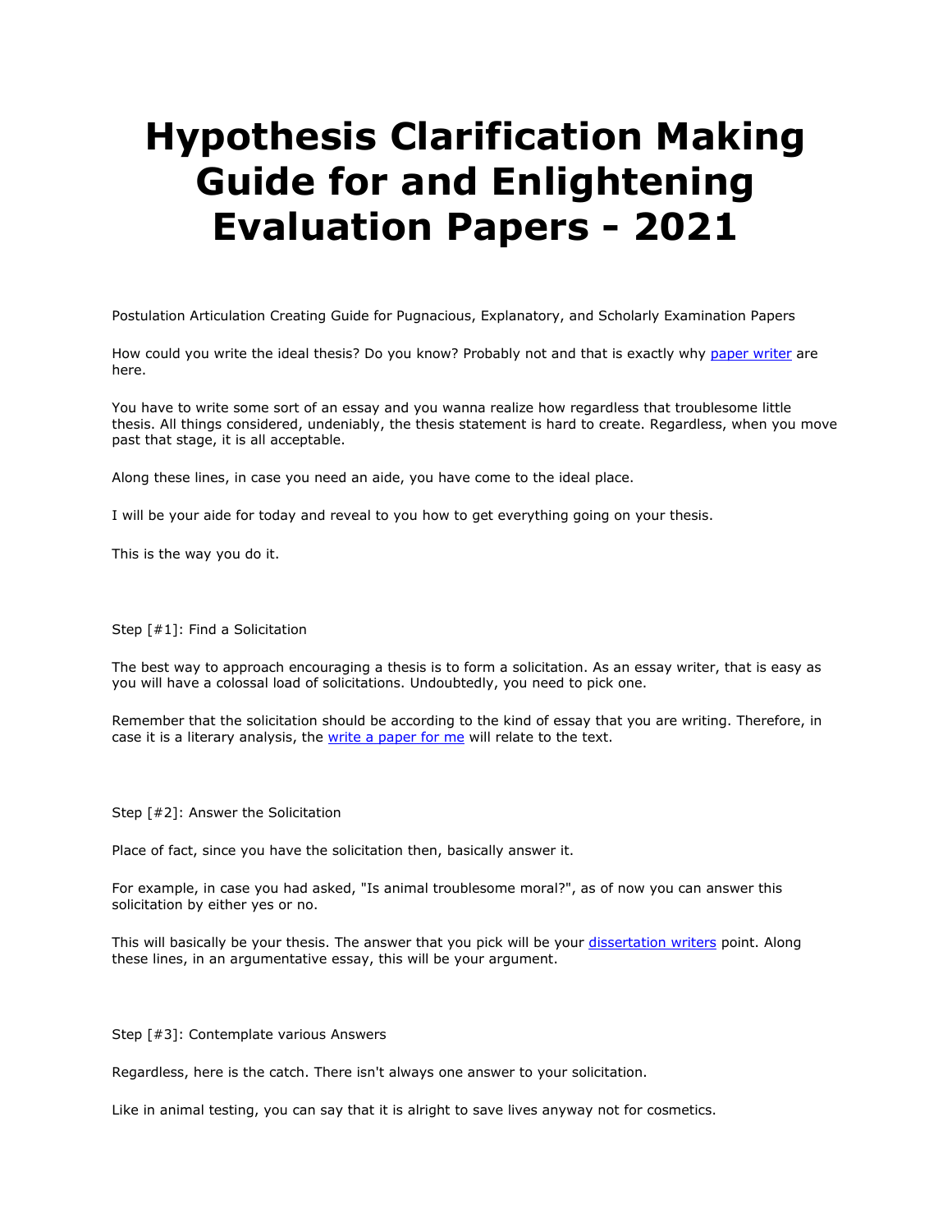# Hypothesis Clarification Making Guide for and Enlightening Evaluation Papers - 2021

Postulation Articulation Creating Guide for Pugnacious, Explanatory, and Scholarly Examination Papers

How could you write the ideal thesis? Do you know? Probably not and that is exactly why paper writer are here.

You have to write some sort of an essay and you wanna realize how regardless that troublesome little thesis. All things considered, undeniably, the thesis statement is hard to create. Regardless, when you move past that stage, it is all acceptable.

Along these lines, in case you need an aide, you have come to the ideal place.

I will be your aide for today and reveal to you how to get everything going on your thesis.

This is the way you do it.

Step [#1]: Find a Solicitation

The best way to approach encouraging a thesis is to form a solicitation. As an essay writer, that is easy as you will have a colossal load of solicitations. Undoubtedly, you need to pick one.

Remember that the solicitation should be according to the kind of essay that you are writing. Therefore, in case it is a literary analysis, the write a paper for me will relate to the text.

Step [#2]: Answer the Solicitation

Place of fact, since you have the solicitation then, basically answer it.

For example, in case you had asked, "Is animal troublesome moral?", as of now you can answer this solicitation by either yes or no.

This will basically be your thesis. The answer that you pick will be your dissertation writers point. Along these lines, in an argumentative essay, this will be your argument.

Step [#3]: Contemplate various Answers

Regardless, here is the catch. There isn't always one answer to your solicitation.

Like in animal testing, you can say that it is alright to save lives anyway not for cosmetics.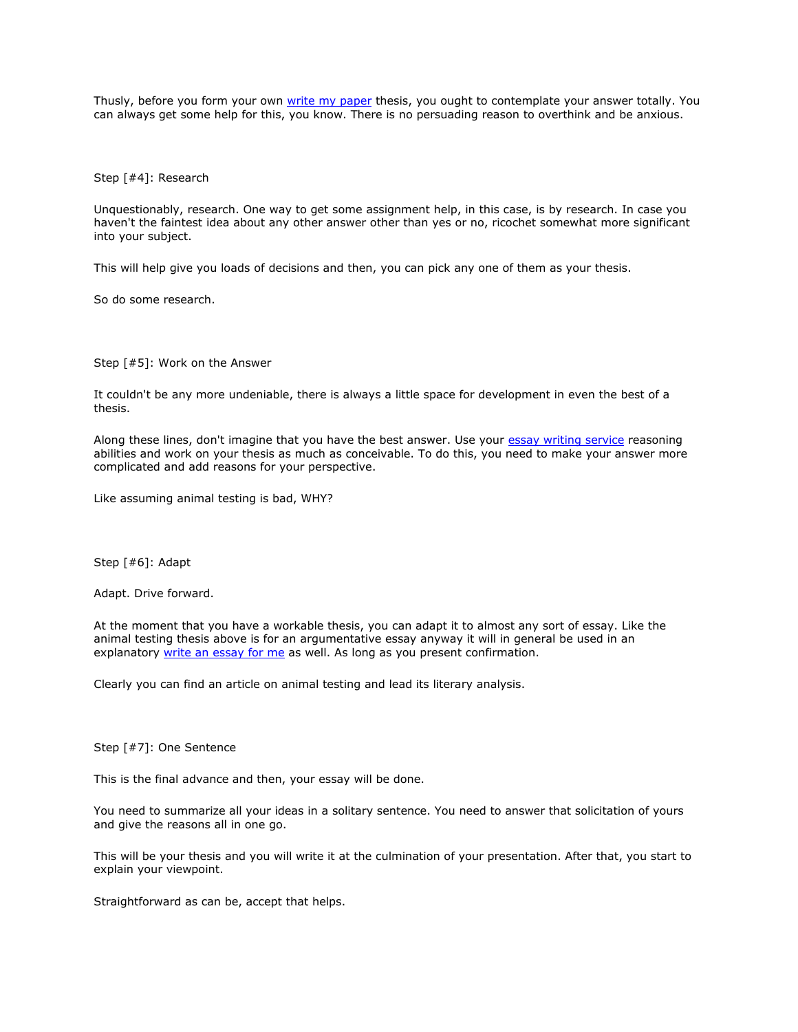Thusly, before you form your own [write my paper](#) thesis, you ought to contemplate your answer totally. You can always get some help for this, you know. There is no persuading reason to overthink and be anxious.

Step [#4]: Research

Unquestionably, research. One way to get some assignment help, in this case, is by research. In case you haven't the faintest idea about any other answer other than yes or no, ricochet somewhat more significant into your subject.

This will help give you loads of decisions and then, you can pick any one of them as your thesis.

So do some research.

Step [#5]: Work on the Answer

It couldn't be any more undeniable, there is always a little space for development in even the best of a thesis.

Along these lines, don't imagine that you have the best answer. Use your [essay writing service](#) reasoning abilities and work on your thesis as much as conceivable. To do this, you need to make your answer more complicated and add reasons for your perspective.

Like assuming animal testing is bad, WHY?

Step [#6]: Adapt

Adapt. Drive forward.

At the moment that you have a workable thesis, you can adapt it to almost any sort of essay. Like the animal testing thesis above is for an argumentative essay anyway it will in general be used in an explanatory [write an essay for me](#) as well. As long as you present confirmation.

Clearly you can find an article on animal testing and lead its literary analysis.

Step [#7]: One Sentence

This is the final advance and then, your essay will be done.

You need to summarize all your ideas in a solitary sentence. You need to answer that solicitation of yours and give the reasons all in one go.

This will be your thesis and you will write it at the culmination of your presentation. After that, you start to explain your viewpoint.

Straightforward as can be, accept that helps.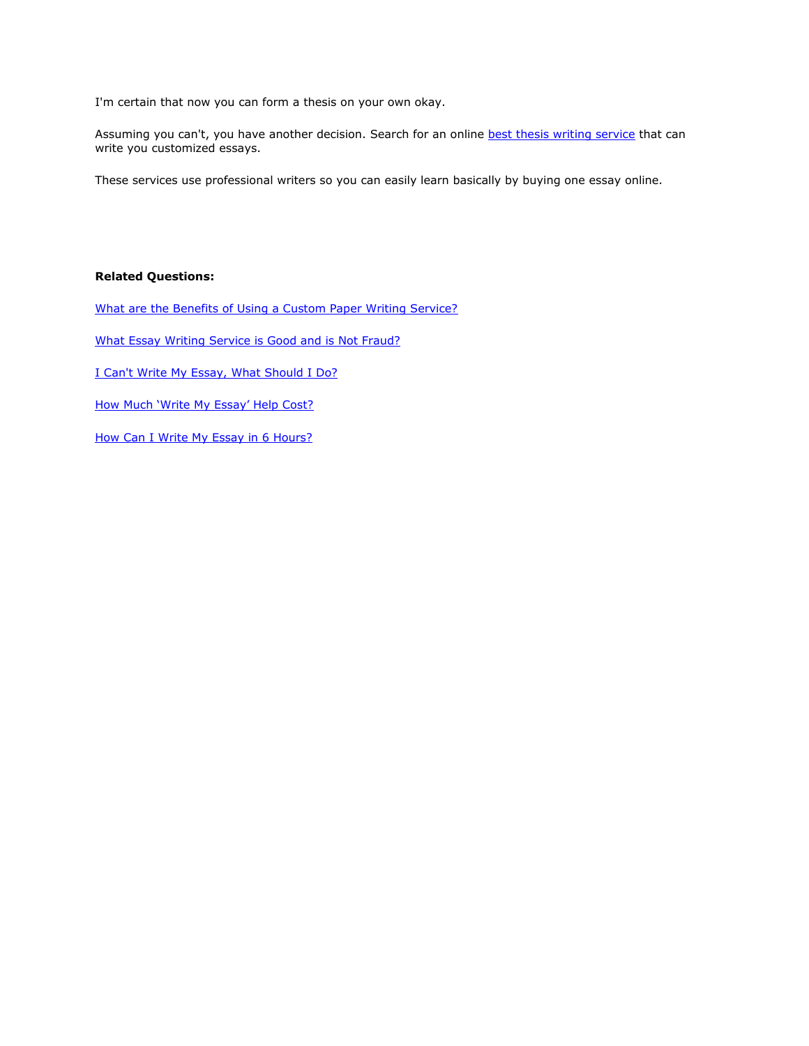I'm certain that now you can form a thesis on your own okay.

Assuming you can't, you have another decision. Search for an online best thesis writing service that can write you customized essays.

These services use professional writers so you can easily learn basically by buying one essay online.

**Related Questions:**

What are the Benefits of Using a Custom Paper Writing Service?

What Essay Writing Service is Good and is Not Fraud?

I Can't Write My Essay, What Should I Do?

How Much 'Write My Essay' Help Cost?

How Can I Write My Essay in 6 Hours?